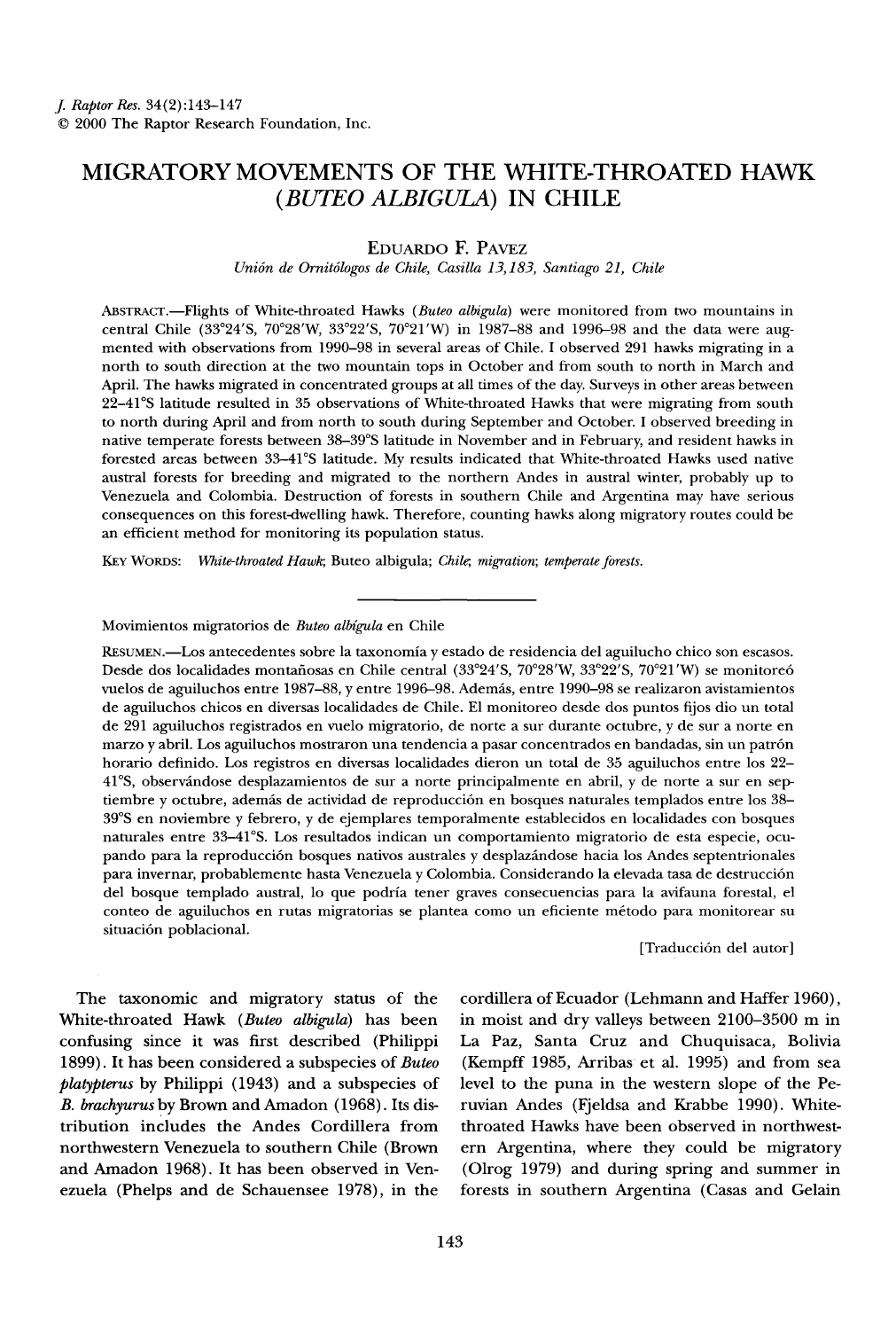# MIGRATORY MOVEMENTS OF THE WHITE-THROATED HAWK (*BUTEO ALBIGULA*) IN CHILE

EDUARDO F. PAVEZ

*Unión de Ornitólogos de Chile, Casilla 13,183, Santiago 21, Chile*

ABSTRACT.—Flights of White-throated Hawks (*Buteo albigula*) were monitored from two mountains in central Chile (33°24′S, 70°28′W, 33°22′S, 70°21′W) in 1987–88 and 1996–98 and the data were augmented with observations from 1990–98 in several areas of Chile. I observed 291 hawks migrating in a north to south direction at the two mountain tops in October and from south to north in March and April. The hawks migrated in concentrated groups at all times of the day. Surveys in other areas between 22–41°S latitude resulted in 35 observations of White-throated Hawks that were migrating from south to north during April and from north to south during September and October. I observed breeding in native temperate forests between 38–39°S latitude in November and in February, and resident hawks in forested areas between 33–41°S latitude. My results indicated that White-throated Hawks used native austral forests for breeding and migrated to the northern Andes in austral winter, probably up to Venezuela and Colombia. Destruction of forests in southern Chile and Argentina may have serious consequences on this forest-dwelling hawk. Therefore, counting hawks along migratory routes could be an efficient method for monitoring its population status.

KEY WORDS: *White-throated Hawk*; Buteo albigula; *Chile*; *migration*; *temperate forests*.

---

Movimientos migratorios de *Buteo albigula* en Chile

RESUMEN.—Los antecedentes sobre la taxonomía y estado de residencia del aguilucho chico son escasos. Desde dos localidades montañosas en Chile central (33°24′S, 70°28′W, 33°22′S, 70°21′W) se monitoreó vuelos de aguiluchos entre 1987–88, y entre 1996–98. Además, entre 1990–98 se realizaron avistamientos de aguiluchos chicos en diversas localidades de Chile. El monitoreo desde dos puntos fijos dio un total de 291 aguiluchos registrados en vuelo migratorio, de norte a sur durante octubre, y de sur a norte en marzo y abril. Los aguiluchos mostraron una tendencia a pasar concentrados en bandadas, sin un patrón horario definido. Los registros en diversas localidades dieron un total de 35 aguiluchos entre los 22–41°S, observándose desplazamientos de sur a norte principalmente en abril, y de norte a sur en septiembre y octubre, además de actividad de reproducción en bosques naturales templados entre los 38–39°S en noviembre y febrero, y de ejemplares temporalmente establecidos en localidades con bosques naturales entre 33–41°S. Los resultados indican un comportamiento migratorio de esta especie, ocupando para la reproducción bosques nativos australes y desplazándose hacia los Andes septentrionales para invernar, probablemente hasta Venezuela y Colombia. Considerando la elevada tasa de destrucción del bosque templado austral, lo que podría tener graves consecuencias para la avifauna forestal, el conteo de aguiluchos en rutas migratorias se plantea como un eficiente método para monitorear su situación poblacional.

[Traducción del autor]

The taxonomic and migratory status of the White-throated Hawk (*Buteo albigula*) has been confusing since it was first described (Philippi 1899). It has been considered a subspecies of *Buteo platypterus* by Philippi (1943) and a subspecies of *B. brachyurus* by Brown and Amadon (1968). Its distribution includes the Andes Cordillera from northwestern Venezuela to southern Chile (Brown and Amadon 1968). It has been observed in Venezuela (Phelps and de Schauensee 1978), in the cordillera of Ecuador (Lehmann and Haffer 1960), in moist and dry valleys between 2100–3500 m in La Paz, Santa Cruz and Chuquisaca, Bolivia (Kempff 1985, Arribas et al. 1995) and from sea level to the puna in the western slope of the Peruvian Andes (Fjeldsa and Krabbe 1990). White-throated Hawks have been observed in northwestern Argentina, where they could be migratory (Olrog 1979) and during spring and summer in forests in southern Argentina (Casas and Gelain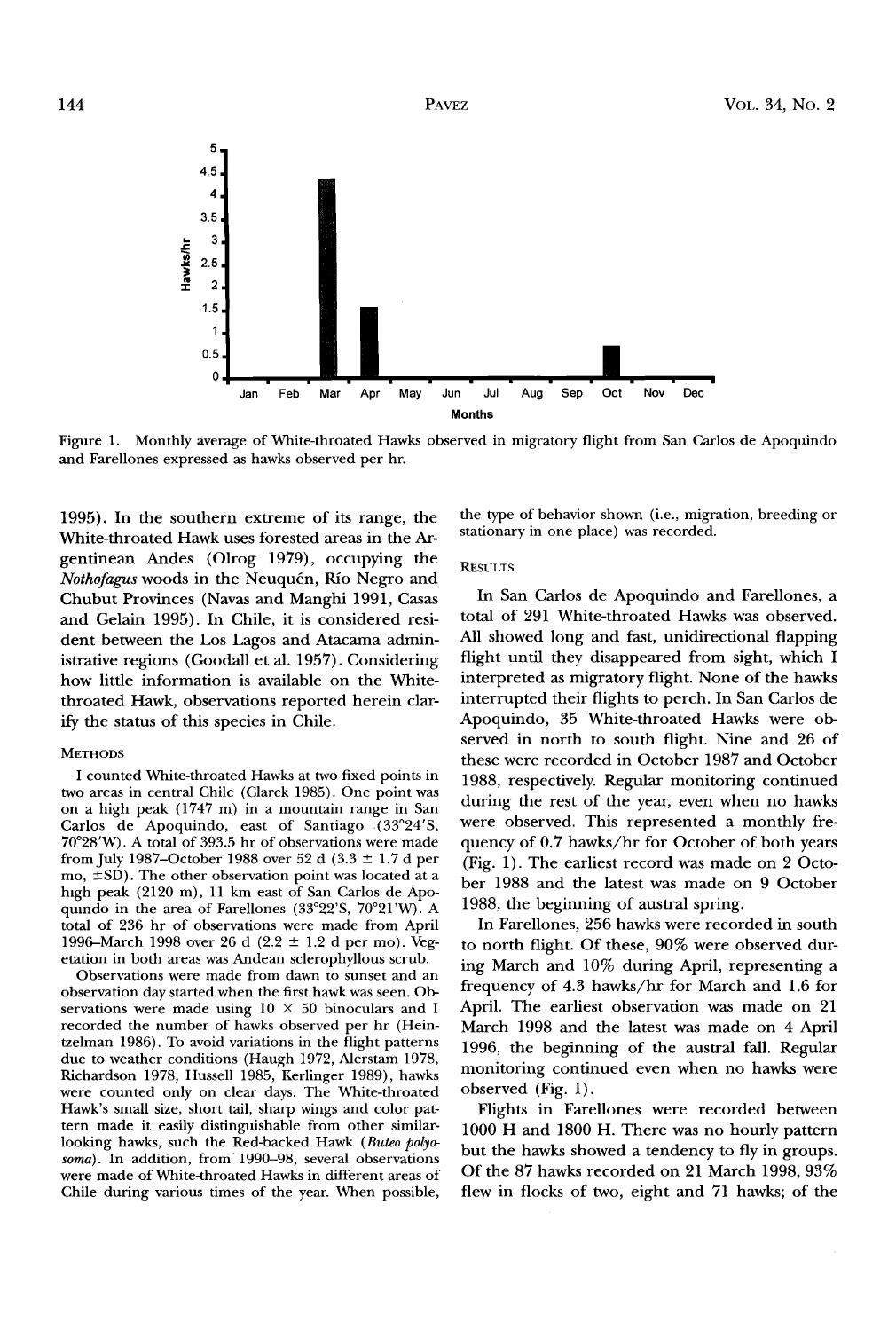Figure 1. Monthly average of White-throated Hawks observed in migratory flight from San Carlos de Apoquindo and Farellones expressed as hawks observed per hr.

1995). In the southern extreme of its range, the White-throated Hawk uses forested areas in the Argentinean Andes (Olrog 1979), occupying the *Nothofagus* woods in the Neuquén, Río Negro and Chubut Provinces (Navas and Manghi 1991, Casas and Gelain 1995). In Chile, it is considered resident between the Los Lagos and Atacama administrative regions (Goodall et al. 1957). Considering how little information is available on the White-throated Hawk, observations reported herein clarify the status of this species in Chile.

## METHODS

I counted White-throated Hawks at two fixed points in two areas in central Chile (Clarck 1985). One point was on a high peak (1747 m) in a mountain range in San Carlos de Apoquindo, east of Santiago (33°24′S, 70°28′W). A total of 393.5 hr of observations were made from July 1987–October 1988 over 52 d (3.3 ± 1.7 d per mo, ±SD). The other observation point was located at a high peak (2120 m), 11 km east of San Carlos de Apoquindo in the area of Farellones (33°22′S, 70°21′W). A total of 236 hr of observations were made from April 1996–March 1998 over 26 d (2.2 ± 1.2 d per mo). Vegetation in both areas was Andean sclerophyllous scrub.

Observations were made from dawn to sunset and an observation day started when the first hawk was seen. Observations were made using 10 × 50 binoculars and I recorded the number of hawks observed per hr (Heintzelman 1986). To avoid variations in the flight patterns due to weather conditions (Haugh 1972, Alerstam 1978, Richardson 1978, Hussell 1985, Kerlinger 1989), hawks were counted only on clear days. The White-throated Hawk's small size, short tail, sharp wings and color pattern made it easily distinguishable from other similar-looking hawks, such the Red-backed Hawk (*Buteo polyosoma*). In addition, from 1990–98, several observations were made of White-throated Hawks in different areas of Chile during various times of the year. When possible, the type of behavior shown (i.e., migration, breeding or stationary in one place) was recorded.

## RESULTS

In San Carlos de Apoquindo and Farellones, a total of 291 White-throated Hawks was observed. All showed long and fast, unidirectional flapping flight until they disappeared from sight, which I interpreted as migratory flight. None of the hawks interrupted their flights to perch. In San Carlos de Apoquindo, 35 White-throated Hawks were observed in north to south flight. Nine and 26 of these were recorded in October 1987 and October 1988, respectively. Regular monitoring continued during the rest of the year, even when no hawks were observed. This represented a monthly frequency of 0.7 hawks/hr for October of both years (Fig. 1). The earliest record was made on 2 October 1988 and the latest was made on 9 October 1988, the beginning of austral spring.

In Farellones, 256 hawks were recorded in south to north flight. Of these, 90% were observed during March and 10% during April, representing a frequency of 4.3 hawks/hr for March and 1.6 for April. The earliest observation was made on 21 March 1998 and the latest was made on 4 April 1996, the beginning of the austral fall. Regular monitoring continued even when no hawks were observed (Fig. 1).

Flights in Farellones were recorded between 1000 H and 1800 H. There was no hourly pattern but the hawks showed a tendency to fly in groups. Of the 87 hawks recorded on 21 March 1998, 93% flew in flocks of two, eight and 71 hawks; of the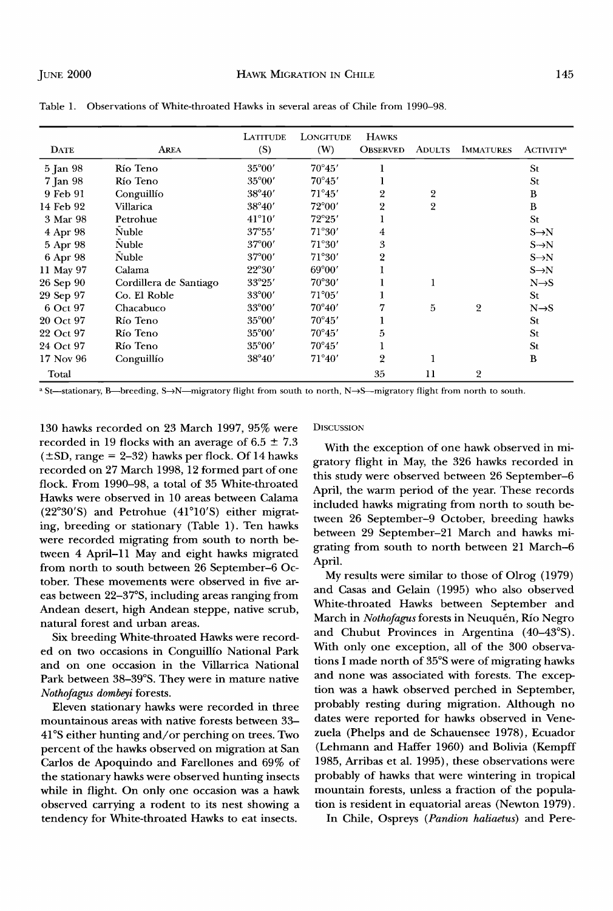Table 1. Observations of White-throated Hawks in several areas of Chile from 1990–98.

| Date | Area | Latitude (S) | Longitude (W) | Hawks Observed | Adults | Immatures | Activity[a] |
|---|---|---|---|---|---|---|---|
| 5 Jan 98 | Río Teno | 35°00′ | 70°45′ | 1 | | | St |
| 7 Jan 98 | Río Teno | 35°00′ | 70°45′ | 1 | | | St |
| 9 Feb 91 | Conguillío | 38°40′ | 71°45′ | 2 | 2 | | B |
| 14 Feb 92 | Villarica | 38°40′ | 72°00′ | 2 | 2 | | B |
| 3 Mar 98 | Petrohue | 41°10′ | 72°25′ | 1 | | | St |
| 4 Apr 98 | Ñuble | 37°55′ | 71°30′ | 4 | | | S→N |
| 5 Apr 98 | Ñuble | 37°00′ | 71°30′ | 3 | | | S→N |
| 6 Apr 98 | Ñuble | 37°00′ | 71°30′ | 2 | | | S→N |
| 11 May 97 | Calama | 22°30′ | 69°00′ | 1 | | | S→N |
| 26 Sep 90 | Cordillera de Santiago | 33°25′ | 70°30′ | 1 | 1 | | N→S |
| 29 Sep 97 | Co. El Roble | 33°00′ | 71°05′ | 1 | | | St |
| 6 Oct 97 | Chacabuco | 33°00′ | 70°40′ | 7 | 5 | 2 | N→S |
| 20 Oct 97 | Río Teno | 35°00′ | 70°45′ | 1 | | | St |
| 22 Oct 97 | Río Teno | 35°00′ | 70°45′ | 5 | | | St |
| 24 Oct 97 | Río Teno | 35°00′ | 70°45′ | 1 | | | St |
| 17 Nov 96 | Conguillío | 38°40′ | 71°40′ | 2 | 1 | | B |
| Total | | | | 35 | 11 | 2 | |

[a] St—stationary, B—breeding, S→N—migratory flight from south to north, N→S—migratory flight from north to south.

130 hawks recorded on 23 March 1997, 95% were recorded in 19 flocks with an average of 6.5 ± 7.3 (±SD, range = 2–32) hawks per flock. Of 14 hawks recorded on 27 March 1998, 12 formed part of one flock. From 1990–98, a total of 35 White-throated Hawks were observed in 10 areas between Calama (22°30′S) and Petrohue (41°10′S) either migrating, breeding or stationary (Table 1). Ten hawks were recorded migrating from south to north between 4 April–11 May and eight hawks migrated from north to south between 26 September–6 October. These movements were observed in five areas between 22–37°S, including areas ranging from Andean desert, high Andean steppe, native scrub, natural forest and urban areas.

Six breeding White-throated Hawks were recorded on two occasions in Conguillío National Park and on one occasion in the Villarrica National Park between 38–39°S. They were in mature native *Nothofagus dombeyi* forests.

Eleven stationary hawks were recorded in three mountainous areas with native forests between 33–41°S either hunting and/or perching on trees. Two percent of the hawks observed on migration at San Carlos de Apoquindo and Farellones and 69% of the stationary hawks were observed hunting insects while in flight. On only one occasion was a hawk observed carrying a rodent to its nest showing a tendency for White-throated Hawks to eat insects.

## Discussion

With the exception of one hawk observed in migratory flight in May, the 326 hawks recorded in this study were observed between 26 September–6 April, the warm period of the year. These records included hawks migrating from north to south between 26 September–9 October, breeding hawks between 29 September–21 March and hawks migrating from south to north between 21 March–6 April.

My results were similar to those of Olrog (1979) and Casas and Gelain (1995) who also observed White-throated Hawks between September and March in *Nothofagus* forests in Neuquén, Río Negro and Chubut Provinces in Argentina (40–43°S). With only one exception, all of the 300 observations I made north of 35°S were of migrating hawks and none was associated with forests. The exception was a hawk observed perched in September, probably resting during migration. Although no dates were reported for hawks observed in Venezuela (Phelps and de Schauensee 1978), Ecuador (Lehmann and Haffer 1960) and Bolivia (Kempff 1985, Arribas et al. 1995), these observations were probably of hawks that were wintering in tropical mountain forests, unless a fraction of the population is resident in equatorial areas (Newton 1979).

In Chile, Ospreys (*Pandion haliaetus*) and Pere-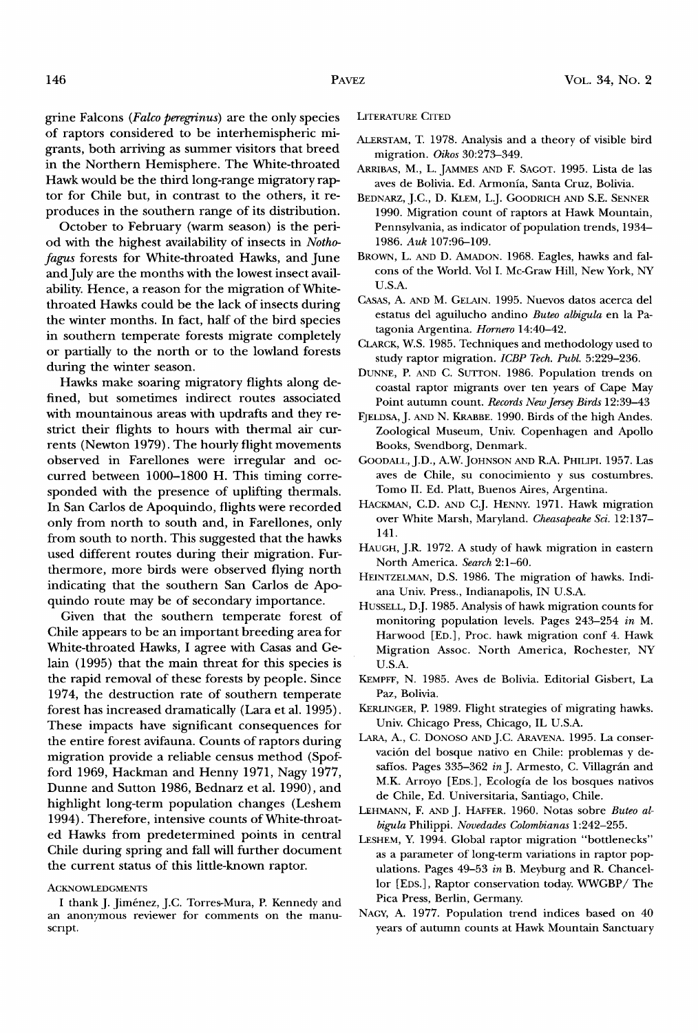grine Falcons (*Falco peregrinus*) are the only species of raptors considered to be interhemispheric migrants, both arriving as summer visitors that breed in the Northern Hemisphere. The White-throated Hawk would be the third long-range migratory raptor for Chile but, in contrast to the others, it reproduces in the southern range of its distribution.

October to February (warm season) is the period with the highest availability of insects in *Nothofagus* forests for White-throated Hawks, and June and July are the months with the lowest insect availability. Hence, a reason for the migration of White-throated Hawks could be the lack of insects during the winter months. In fact, half of the bird species in southern temperate forests migrate completely or partially to the north or to the lowland forests during the winter season.

Hawks make soaring migratory flights along defined, but sometimes indirect routes associated with mountainous areas with updrafts and they restrict their flights to hours with thermal air currents (Newton 1979). The hourly flight movements observed in Farellones were irregular and occurred between 1000–1800 H. This timing corresponded with the presence of uplifting thermals. In San Carlos de Apoquindo, flights were recorded only from north to south and, in Farellones, only from south to north. This suggested that the hawks used different routes during their migration. Furthermore, more birds were observed flying north indicating that the southern San Carlos de Apoquindo route may be of secondary importance.

Given that the southern temperate forest of Chile appears to be an important breeding area for White-throated Hawks, I agree with Casas and Gelain (1995) that the main threat for this species is the rapid removal of these forests by people. Since 1974, the destruction rate of southern temperate forest has increased dramatically (Lara et al. 1995). These impacts have significant consequences for the entire forest avifauna. Counts of raptors during migration provide a reliable census method (Spofford 1969, Hackman and Henny 1971, Nagy 1977, Dunne and Sutton 1986, Bednarz et al. 1990), and highlight long-term population changes (Leshem 1994). Therefore, intensive counts of White-throated Hawks from predetermined points in central Chile during spring and fall will further document the current status of this little-known raptor.

## Acknowledgments

I thank J. Jiménez, J.C. Torres-Mura, P. Kennedy and an anonymous reviewer for comments on the manuscript.

## Literature Cited

Alerstam, T. 1978. Analysis and a theory of visible bird migration. *Oikos* 30:273–349.

Arribas, M., L. Jammes and F. Sagot. 1995. Lista de las aves de Bolivia. Ed. Armonía, Santa Cruz, Bolivia.

Bednarz, J.C., D. Klem, L.J. Goodrich and S.E. Senner 1990. Migration count of raptors at Hawk Mountain, Pennsylvania, as indicator of population trends, 1934–1986. *Auk* 107:96–109.

Brown, L. and D. Amadon. 1968. Eagles, hawks and falcons of the World. Vol I. Mc-Graw Hill, New York, NY U.S.A.

Casas, A. and M. Gelain. 1995. Nuevos datos acerca del estatus del aguilucho andino *Buteo albigula* en la Patagonia Argentina. *Hornero* 14:40–42.

Clarck, W.S. 1985. Techniques and methodology used to study raptor migration. *ICBP Tech. Publ.* 5:229–236.

Dunne, P. and C. Sutton. 1986. Population trends on coastal raptor migrants over ten years of Cape May Point autumn count. *Records New Jersey Birds* 12:39–43

Fjeldsa, J. and N. Krabbe. 1990. Birds of the high Andes. Zoological Museum, Univ. Copenhagen and Apollo Books, Svendborg, Denmark.

Goodall, J.D., A.W. Johnson and R.A. Philipi. 1957. Las aves de Chile, su conocimiento y sus costumbres. Tomo II. Ed. Platt, Buenos Aires, Argentina.

Hackman, C.D. and C.J. Henny. 1971. Hawk migration over White Marsh, Maryland. *Cheasapeake Sci.* 12:137–141.

Haugh, J.R. 1972. A study of hawk migration in eastern North America. *Search* 2:1–60.

Heintzelman, D.S. 1986. The migration of hawks. Indiana Univ. Press., Indianapolis, IN U.S.A.

Hussell, D.J. 1985. Analysis of hawk migration counts for monitoring population levels. Pages 243–254 *in* M. Harwood [Ed.], Proc. hawk migration conf 4. Hawk Migration Assoc. North America, Rochester, NY U.S.A.

Kempff, N. 1985. Aves de Bolivia. Editorial Gisbert, La Paz, Bolivia.

Kerlinger, P. 1989. Flight strategies of migrating hawks. Univ. Chicago Press, Chicago, IL U.S.A.

Lara, A., C. Donoso and J.C. Aravena. 1995. La conservación del bosque nativo en Chile: problemas y desafíos. Pages 335–362 *in* J. Armesto, C. Villagrán and M.K. Arroyo [Eds.], Ecología de los bosques nativos de Chile, Ed. Universitaria, Santiago, Chile.

Lehmann, F. and J. Haffer. 1960. Notas sobre *Buteo albigula* Philippi. *Novedades Colombianas* 1:242–255.

Leshem, Y. 1994. Global raptor migration "bottlenecks" as a parameter of long-term variations in raptor populations. Pages 49–53 *in* B. Meyburg and R. Chancellor [Eds.], Raptor conservation today. WWGBP/ The Pica Press, Berlin, Germany.

Nagy, A. 1977. Population trend indices based on 40 years of autumn counts at Hawk Mountain Sanctuary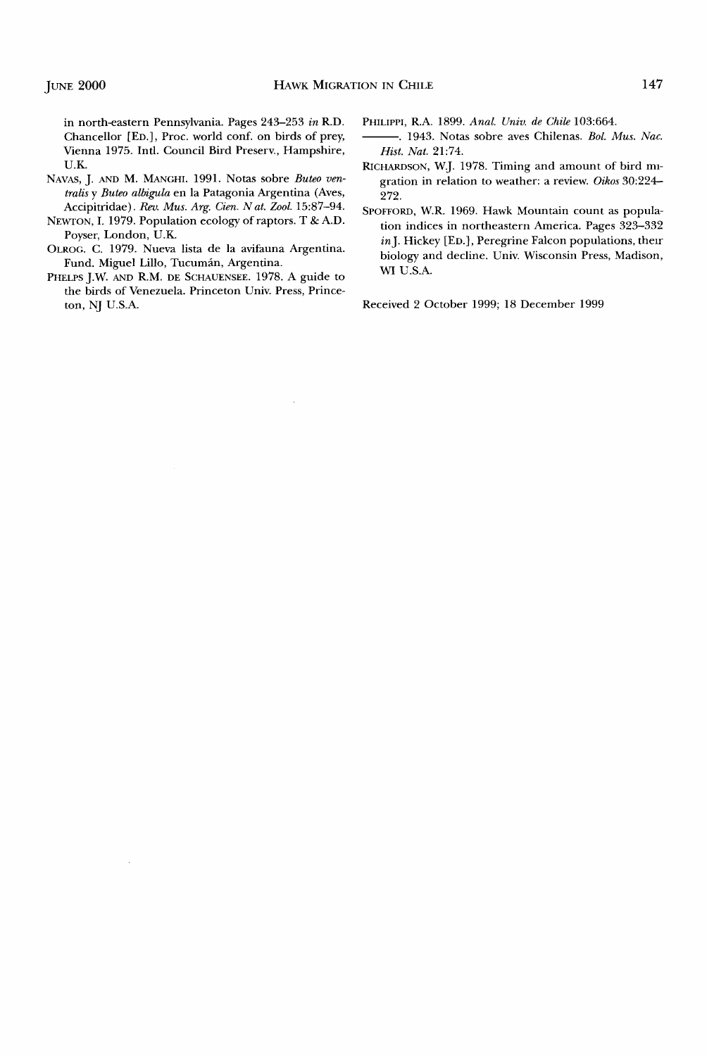in north-eastern Pennsylvania. Pages 243–253 *in* R.D. Chancellor [ED.], Proc. world conf. on birds of prey, Vienna 1975. Intl. Council Bird Preserv., Hampshire, U.K.

NAVAS, J. AND M. MANGHI. 1991. Notas sobre *Buteo ventralis* y *Buteo albigula* en la Patagonia Argentina (Aves, Accipitridae). *Rev. Mus. Arg. Cien. N at. Zool.* 15:87–94.

NEWTON, I. 1979. Population ecology of raptors. T & A.D. Poyser, London, U.K.

OLROG. C. 1979. Nueva lista de la avifauna Argentina. Fund. Miguel Lillo, Tucumán, Argentina.

PHELPS J.W. AND R.M. DE SCHAUENSEE. 1978. A guide to the birds of Venezuela. Princeton Univ. Press, Princeton, NJ U.S.A.

PHILIPPI, R.A. 1899. *Anal. Univ. de Chile* 103:664.

———. 1943. Notas sobre aves Chilenas. *Bol. Mus. Nac. Hist. Nat.* 21:74.

RICHARDSON, W.J. 1978. Timing and amount of bird migration in relation to weather: a review. *Oikos* 30:224–272.

SPOFFORD, W.R. 1969. Hawk Mountain count as population indices in northeastern America. Pages 323–332 *in* J. Hickey [ED.], Peregrine Falcon populations, their biology and decline. Univ. Wisconsin Press, Madison, WI U.S.A.

Received 2 October 1999; 18 December 1999